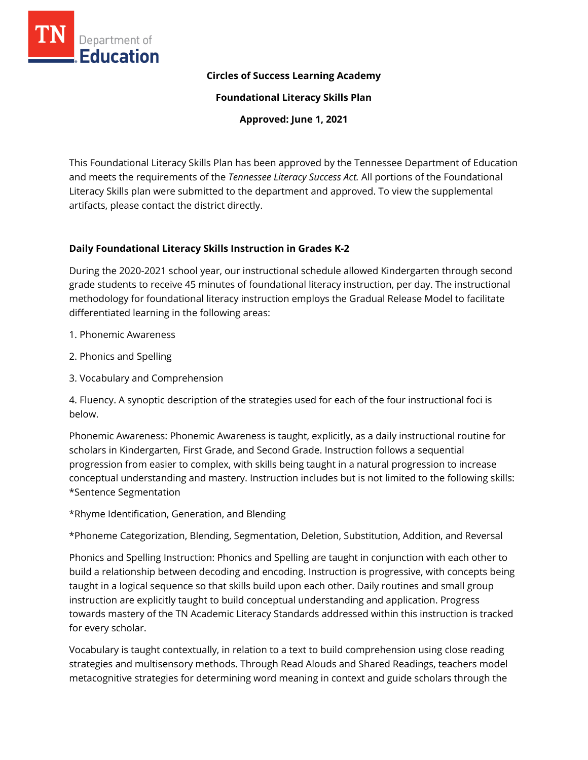**Circles of Success Learning Academy**

**Foundational Literacy Skills Plan**

**Approved: June 1, 2021**

This Foundational Literacy Skills Plan has been approved by the Tennessee Department of Education and meets the requirements of the *Tennessee Literacy Success Act.* All portions of the Foundational Literacy Skills plan were submitted to the department and approved. To view the supplemental artifacts, please contact the district directly.

## Daily Foundational Literacy Skills Instruction in Grades K-2

During the 2020-2021 school year, our instructional schedule allowed Kindergarten through second grade students to receive 45 minutes of foundational literacy instruction, per day. The instructional methodology for foundational literacy instruction employs the Gradual Release Model to facilitate differentiated learning in the following areas:

1. Phonemic Awareness

2. Phonics and Spelling

3. Vocabulary and Comprehension

4. Fluency. A synoptic description of the strategies used for each of the four instructional foci is below.

Phonemic Awareness: Phonemic Awareness is taught, explicitly, as a daily instructional routine for scholars in Kindergarten, First Grade, and Second Grade. Instruction follows a sequential progression from easier to complex, with skills being taught in a natural progression to increase conceptual understanding and mastery. Instruction includes but is not limited to the following skills: *Sentence Segmentation

*Rhyme Identification, Generation, and Blending

*Phoneme Categorization, Blending, Segmentation, Deletion, Substitution, Addition, and Reversal

Phonics and Spelling Instruction: Phonics and Spelling are taught in conjunction with each other to build a relationship between decoding and encoding. Instruction is progressive, with concepts being taught in a logical sequence so that skills build upon each other. Daily routines and small group instruction are explicitly taught to build conceptual understanding and application. Progress towards mastery of the TN Academic Literacy Standards addressed within this instruction is tracked for every scholar.

Vocabulary is taught contextually, in relation to a text to build comprehension using close reading strategies and multisensory methods. Through Read Alouds and Shared Readings, teachers model metacognitive strategies for determining word meaning in context and guide scholars through the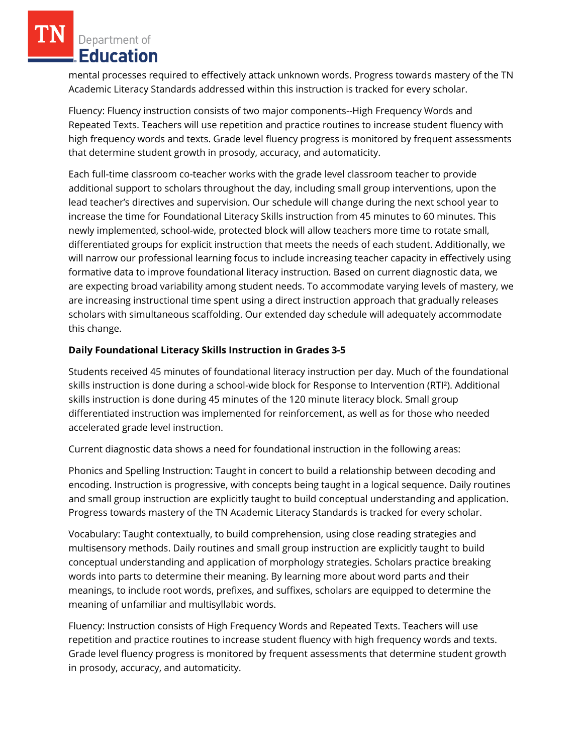mental processes required to effectively attack unknown words. Progress towards mastery of the TN Academic Literacy Standards addressed within this instruction is tracked for every scholar.

Fluency: Fluency instruction consists of two major components--High Frequency Words and Repeated Texts. Teachers will use repetition and practice routines to increase student fluency with high frequency words and texts. Grade level fluency progress is monitored by frequent assessments that determine student growth in prosody, accuracy, and automaticity.

Each full-time classroom co-teacher works with the grade level classroom teacher to provide additional support to scholars throughout the day, including small group interventions, upon the lead teacher's directives and supervision. Our schedule will change during the next school year to increase the time for Foundational Literacy Skills instruction from 45 minutes to 60 minutes. This newly implemented, school-wide, protected block will allow teachers more time to rotate small, differentiated groups for explicit instruction that meets the needs of each student. Additionally, we will narrow our professional learning focus to include increasing teacher capacity in effectively using formative data to improve foundational literacy instruction. Based on current diagnostic data, we are expecting broad variability among student needs. To accommodate varying levels of mastery, we are increasing instructional time spent using a direct instruction approach that gradually releases scholars with simultaneous scaffolding. Our extended day schedule will adequately accommodate this change.

**Daily Foundational Literacy Skills Instruction in Grades 3-5**

Students received 45 minutes of foundational literacy instruction per day. Much of the foundational skills instruction is done during a school-wide block for Response to Intervention (RTI²). Additional skills instruction is done during 45 minutes of the 120 minute literacy block. Small group differentiated instruction was implemented for reinforcement, as well as for those who needed accelerated grade level instruction.

Current diagnostic data shows a need for foundational instruction in the following areas:

Phonics and Spelling Instruction: Taught in concert to build a relationship between decoding and encoding. Instruction is progressive, with concepts being taught in a logical sequence. Daily routines and small group instruction are explicitly taught to build conceptual understanding and application. Progress towards mastery of the TN Academic Literacy Standards is tracked for every scholar.

Vocabulary: Taught contextually, to build comprehension, using close reading strategies and multisensory methods. Daily routines and small group instruction are explicitly taught to build conceptual understanding and application of morphology strategies. Scholars practice breaking words into parts to determine their meaning. By learning more about word parts and their meanings, to include root words, prefixes, and suffixes, scholars are equipped to determine the meaning of unfamiliar and multisyllabic words.

Fluency: Instruction consists of High Frequency Words and Repeated Texts. Teachers will use repetition and practice routines to increase student fluency with high frequency words and texts. Grade level fluency progress is monitored by frequent assessments that determine student growth in prosody, accuracy, and automaticity.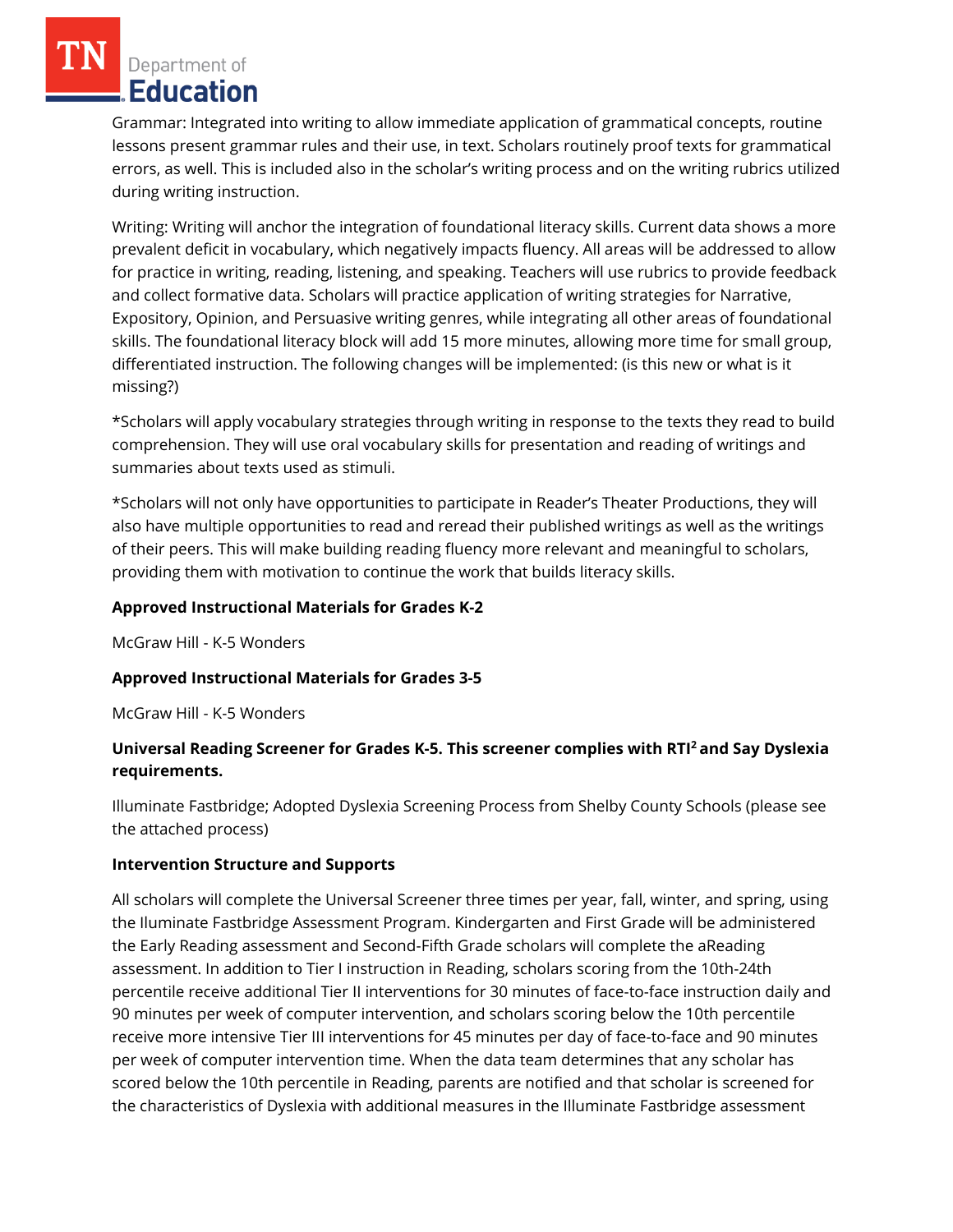Grammar: Integrated into writing to allow immediate application of grammatical concepts, routine lessons present grammar rules and their use, in text. Scholars routinely proof texts for grammatical errors, as well. This is included also in the scholar's writing process and on the writing rubrics utilized during writing instruction.

Writing: Writing will anchor the integration of foundational literacy skills. Current data shows a more prevalent deficit in vocabulary, which negatively impacts fluency. All areas will be addressed to allow for practice in writing, reading, listening, and speaking. Teachers will use rubrics to provide feedback and collect formative data. Scholars will practice application of writing strategies for Narrative, Expository, Opinion, and Persuasive writing genres, while integrating all other areas of foundational skills. The foundational literacy block will add 15 more minutes, allowing more time for small group, differentiated instruction. The following changes will be implemented: (is this new or what is it missing?)

*Scholars will apply vocabulary strategies through writing in response to the texts they read to build comprehension. They will use oral vocabulary skills for presentation and reading of writings and summaries about texts used as stimuli.

*Scholars will not only have opportunities to participate in Reader's Theater Productions, they will also have multiple opportunities to read and reread their published writings as well as the writings of their peers. This will make building reading fluency more relevant and meaningful to scholars, providing them with motivation to continue the work that builds literacy skills.

**Approved Instructional Materials for Grades K-2**

McGraw Hill - K-5 Wonders

**Approved Instructional Materials for Grades 3-5**

McGraw Hill - K-5 Wonders

**Universal Reading Screener for Grades K-5. This screener complies with RTI[2] and Say Dyslexia requirements.**

Illuminate Fastbridge; Adopted Dyslexia Screening Process from Shelby County Schools (please see the attached process)

**Intervention Structure and Supports**

All scholars will complete the Universal Screener three times per year, fall, winter, and spring, using the Iluminate Fastbridge Assessment Program. Kindergarten and First Grade will be administered the Early Reading assessment and Second-Fifth Grade scholars will complete the aReading assessment. In addition to Tier I instruction in Reading, scholars scoring from the 10th-24th percentile receive additional Tier II interventions for 30 minutes of face-to-face instruction daily and 90 minutes per week of computer intervention, and scholars scoring below the 10th percentile receive more intensive Tier III interventions for 45 minutes per day of face-to-face and 90 minutes per week of computer intervention time. When the data team determines that any scholar has scored below the 10th percentile in Reading, parents are notified and that scholar is screened for the characteristics of Dyslexia with additional measures in the Illuminate Fastbridge assessment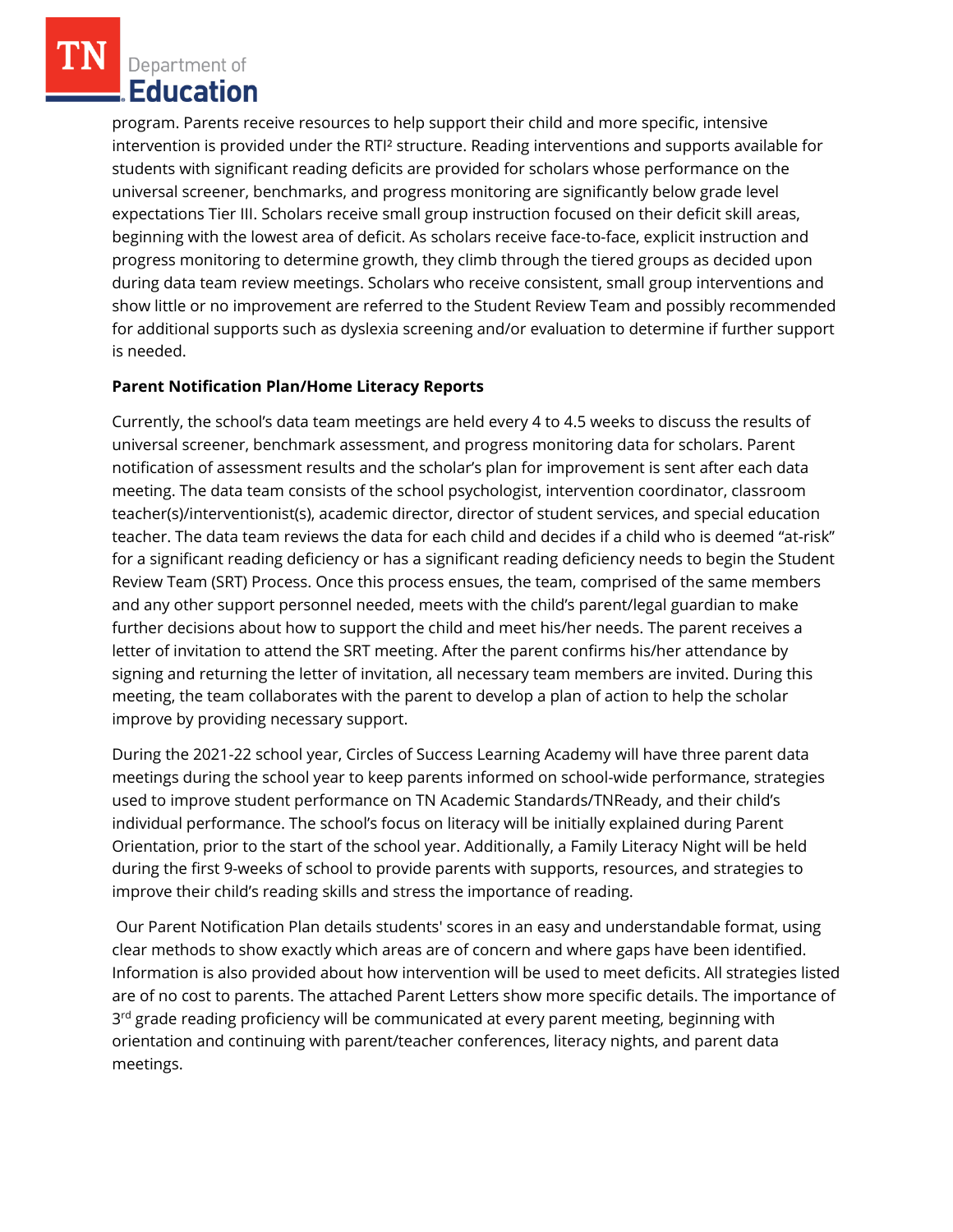program. Parents receive resources to help support their child and more specific, intensive intervention is provided under the RTI² structure. Reading interventions and supports available for students with significant reading deficits are provided for scholars whose performance on the universal screener, benchmarks, and progress monitoring are significantly below grade level expectations Tier III. Scholars receive small group instruction focused on their deficit skill areas, beginning with the lowest area of deficit. As scholars receive face-to-face, explicit instruction and progress monitoring to determine growth, they climb through the tiered groups as decided upon during data team review meetings. Scholars who receive consistent, small group interventions and show little or no improvement are referred to the Student Review Team and possibly recommended for additional supports such as dyslexia screening and/or evaluation to determine if further support is needed.

**Parent Notification Plan/Home Literacy Reports**

Currently, the school's data team meetings are held every 4 to 4.5 weeks to discuss the results of universal screener, benchmark assessment, and progress monitoring data for scholars. Parent notification of assessment results and the scholar's plan for improvement is sent after each data meeting. The data team consists of the school psychologist, intervention coordinator, classroom teacher(s)/interventionist(s), academic director, director of student services, and special education teacher. The data team reviews the data for each child and decides if a child who is deemed "at-risk" for a significant reading deficiency or has a significant reading deficiency needs to begin the Student Review Team (SRT) Process. Once this process ensues, the team, comprised of the same members and any other support personnel needed, meets with the child's parent/legal guardian to make further decisions about how to support the child and meet his/her needs. The parent receives a letter of invitation to attend the SRT meeting. After the parent confirms his/her attendance by signing and returning the letter of invitation, all necessary team members are invited. During this meeting, the team collaborates with the parent to develop a plan of action to help the scholar improve by providing necessary support.

During the 2021-22 school year, Circles of Success Learning Academy will have three parent data meetings during the school year to keep parents informed on school-wide performance, strategies used to improve student performance on TN Academic Standards/TNReady, and their child's individual performance. The school's focus on literacy will be initially explained during Parent Orientation, prior to the start of the school year. Additionally, a Family Literacy Night will be held during the first 9-weeks of school to provide parents with supports, resources, and strategies to improve their child's reading skills and stress the importance of reading.

Our Parent Notification Plan details students' scores in an easy and understandable format, using clear methods to show exactly which areas are of concern and where gaps have been identified. Information is also provided about how intervention will be used to meet deficits. All strategies listed are of no cost to parents. The attached Parent Letters show more specific details. The importance of 3rd grade reading proficiency will be communicated at every parent meeting, beginning with orientation and continuing with parent/teacher conferences, literacy nights, and parent data meetings.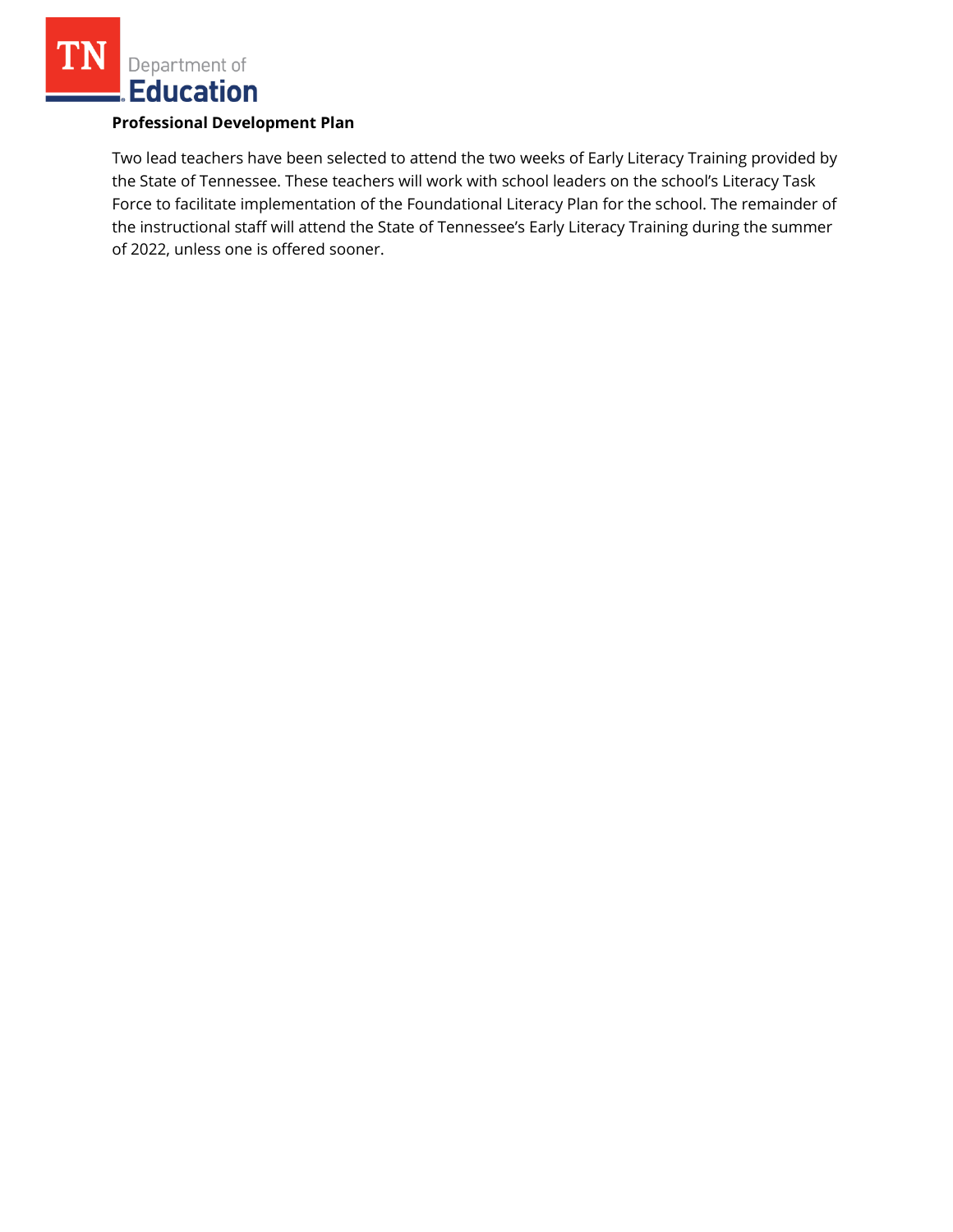**Professional Development Plan**

Two lead teachers have been selected to attend the two weeks of Early Literacy Training provided by the State of Tennessee. These teachers will work with school leaders on the school's Literacy Task Force to facilitate implementation of the Foundational Literacy Plan for the school. The remainder of the instructional staff will attend the State of Tennessee's Early Literacy Training during the summer of 2022, unless one is offered sooner.